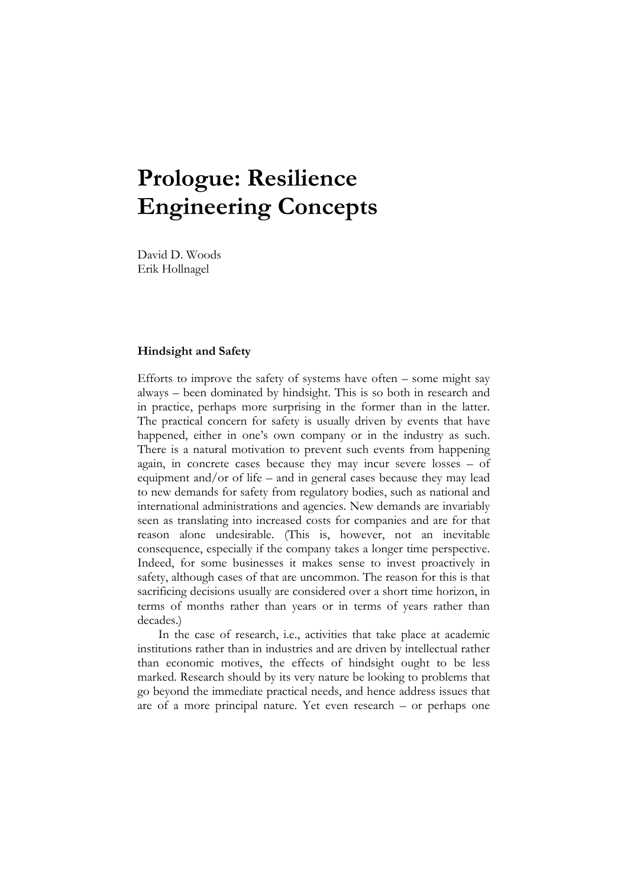# Prologue: Resilience Engineering Concepts

David D. Woods
Erik Hollnagel

### Hindsight and Safety

Efforts to improve the safety of systems have often – some might say always – been dominated by hindsight. This is so both in research and in practice, perhaps more surprising in the former than in the latter. The practical concern for safety is usually driven by events that have happened, either in one's own company or in the industry as such. There is a natural motivation to prevent such events from happening again, in concrete cases because they may incur severe losses – of equipment and/or of life – and in general cases because they may lead to new demands for safety from regulatory bodies, such as national and international administrations and agencies. New demands are invariably seen as translating into increased costs for companies and are for that reason alone undesirable. (This is, however, not an inevitable consequence, especially if the company takes a longer time perspective. Indeed, for some businesses it makes sense to invest proactively in safety, although cases of that are uncommon. The reason for this is that sacrificing decisions usually are considered over a short time horizon, in terms of months rather than years or in terms of years rather than decades.)

In the case of research, i.e., activities that take place at academic institutions rather than in industries and are driven by intellectual rather than economic motives, the effects of hindsight ought to be less marked. Research should by its very nature be looking to problems that go beyond the immediate practical needs, and hence address issues that are of a more principal nature. Yet even research – or perhaps one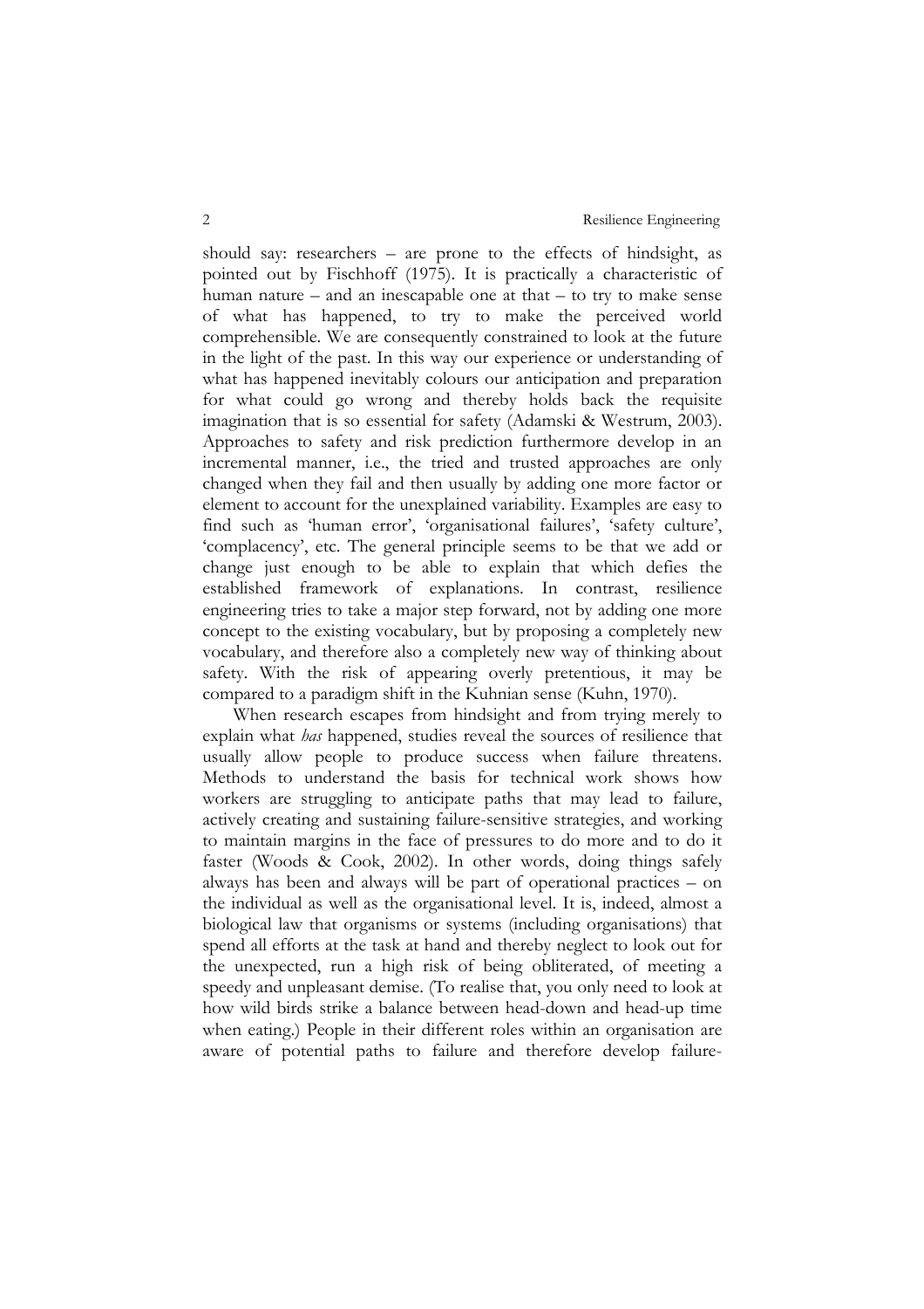should say: researchers – are prone to the effects of hindsight, as pointed out by Fischhoff (1975). It is practically a characteristic of human nature – and an inescapable one at that – to try to make sense of what has happened, to try to make the perceived world comprehensible. We are consequently constrained to look at the future in the light of the past. In this way our experience or understanding of what has happened inevitably colours our anticipation and preparation for what could go wrong and thereby holds back the requisite imagination that is so essential for safety (Adamski & Westrum, 2003). Approaches to safety and risk prediction furthermore develop in an incremental manner, i.e., the tried and trusted approaches are only changed when they fail and then usually by adding one more factor or element to account for the unexplained variability. Examples are easy to find such as 'human error', 'organisational failures', 'safety culture', 'complacency', etc. The general principle seems to be that we add or change just enough to be able to explain that which defies the established framework of explanations. In contrast, resilience engineering tries to take a major step forward, not by adding one more concept to the existing vocabulary, but by proposing a completely new vocabulary, and therefore also a completely new way of thinking about safety. With the risk of appearing overly pretentious, it may be compared to a paradigm shift in the Kuhnian sense (Kuhn, 1970).

When research escapes from hindsight and from trying merely to explain what *has* happened, studies reveal the sources of resilience that usually allow people to produce success when failure threatens. Methods to understand the basis for technical work shows how workers are struggling to anticipate paths that may lead to failure, actively creating and sustaining failure-sensitive strategies, and working to maintain margins in the face of pressures to do more and to do it faster (Woods & Cook, 2002). In other words, doing things safely always has been and always will be part of operational practices – on the individual as well as the organisational level. It is, indeed, almost a biological law that organisms or systems (including organisations) that spend all efforts at the task at hand and thereby neglect to look out for the unexpected, run a high risk of being obliterated, of meeting a speedy and unpleasant demise. (To realise that, you only need to look at how wild birds strike a balance between head-down and head-up time when eating.) People in their different roles within an organisation are aware of potential paths to failure and therefore develop failure-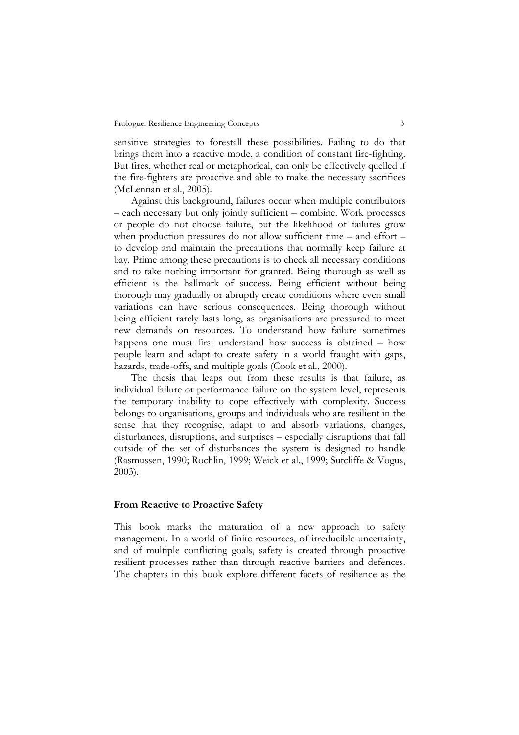sensitive strategies to forestall these possibilities. Failing to do that brings them into a reactive mode, a condition of constant fire-fighting. But fires, whether real or metaphorical, can only be effectively quelled if the fire-fighters are proactive and able to make the necessary sacrifices (McLennan et al., 2005).

Against this background, failures occur when multiple contributors – each necessary but only jointly sufficient – combine. Work processes or people do not choose failure, but the likelihood of failures grow when production pressures do not allow sufficient time – and effort – to develop and maintain the precautions that normally keep failure at bay. Prime among these precautions is to check all necessary conditions and to take nothing important for granted. Being thorough as well as efficient is the hallmark of success. Being efficient without being thorough may gradually or abruptly create conditions where even small variations can have serious consequences. Being thorough without being efficient rarely lasts long, as organisations are pressured to meet new demands on resources. To understand how failure sometimes happens one must first understand how success is obtained – how people learn and adapt to create safety in a world fraught with gaps, hazards, trade-offs, and multiple goals (Cook et al., 2000).

The thesis that leaps out from these results is that failure, as individual failure or performance failure on the system level, represents the temporary inability to cope effectively with complexity. Success belongs to organisations, groups and individuals who are resilient in the sense that they recognise, adapt to and absorb variations, changes, disturbances, disruptions, and surprises – especially disruptions that fall outside of the set of disturbances the system is designed to handle (Rasmussen, 1990; Rochlin, 1999; Weick et al., 1999; Sutcliffe & Vogus, 2003).

### From Reactive to Proactive Safety

This book marks the maturation of a new approach to safety management. In a world of finite resources, of irreducible uncertainty, and of multiple conflicting goals, safety is created through proactive resilient processes rather than through reactive barriers and defences. The chapters in this book explore different facets of resilience as the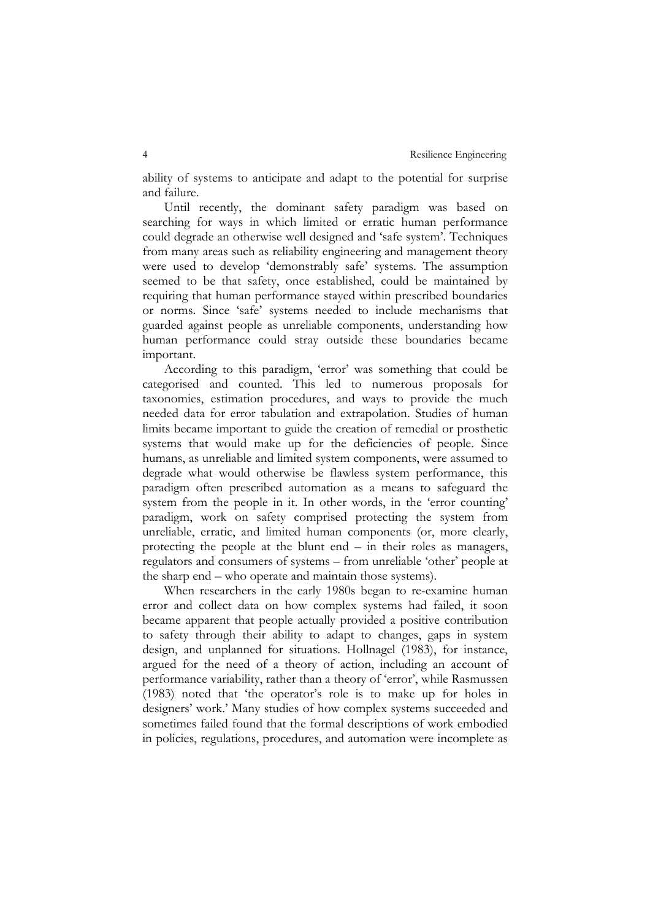ability of systems to anticipate and adapt to the potential for surprise and failure.

Until recently, the dominant safety paradigm was based on searching for ways in which limited or erratic human performance could degrade an otherwise well designed and 'safe system'. Techniques from many areas such as reliability engineering and management theory were used to develop 'demonstrably safe' systems. The assumption seemed to be that safety, once established, could be maintained by requiring that human performance stayed within prescribed boundaries or norms. Since 'safe' systems needed to include mechanisms that guarded against people as unreliable components, understanding how human performance could stray outside these boundaries became important.

According to this paradigm, 'error' was something that could be categorised and counted. This led to numerous proposals for taxonomies, estimation procedures, and ways to provide the much needed data for error tabulation and extrapolation. Studies of human limits became important to guide the creation of remedial or prosthetic systems that would make up for the deficiencies of people. Since humans, as unreliable and limited system components, were assumed to degrade what would otherwise be flawless system performance, this paradigm often prescribed automation as a means to safeguard the system from the people in it. In other words, in the 'error counting' paradigm, work on safety comprised protecting the system from unreliable, erratic, and limited human components (or, more clearly, protecting the people at the blunt end – in their roles as managers, regulators and consumers of systems – from unreliable 'other' people at the sharp end – who operate and maintain those systems).

When researchers in the early 1980s began to re-examine human error and collect data on how complex systems had failed, it soon became apparent that people actually provided a positive contribution to safety through their ability to adapt to changes, gaps in system design, and unplanned for situations. Hollnagel (1983), for instance, argued for the need of a theory of action, including an account of performance variability, rather than a theory of 'error', while Rasmussen (1983) noted that 'the operator's role is to make up for holes in designers' work.' Many studies of how complex systems succeeded and sometimes failed found that the formal descriptions of work embodied in policies, regulations, procedures, and automation were incomplete as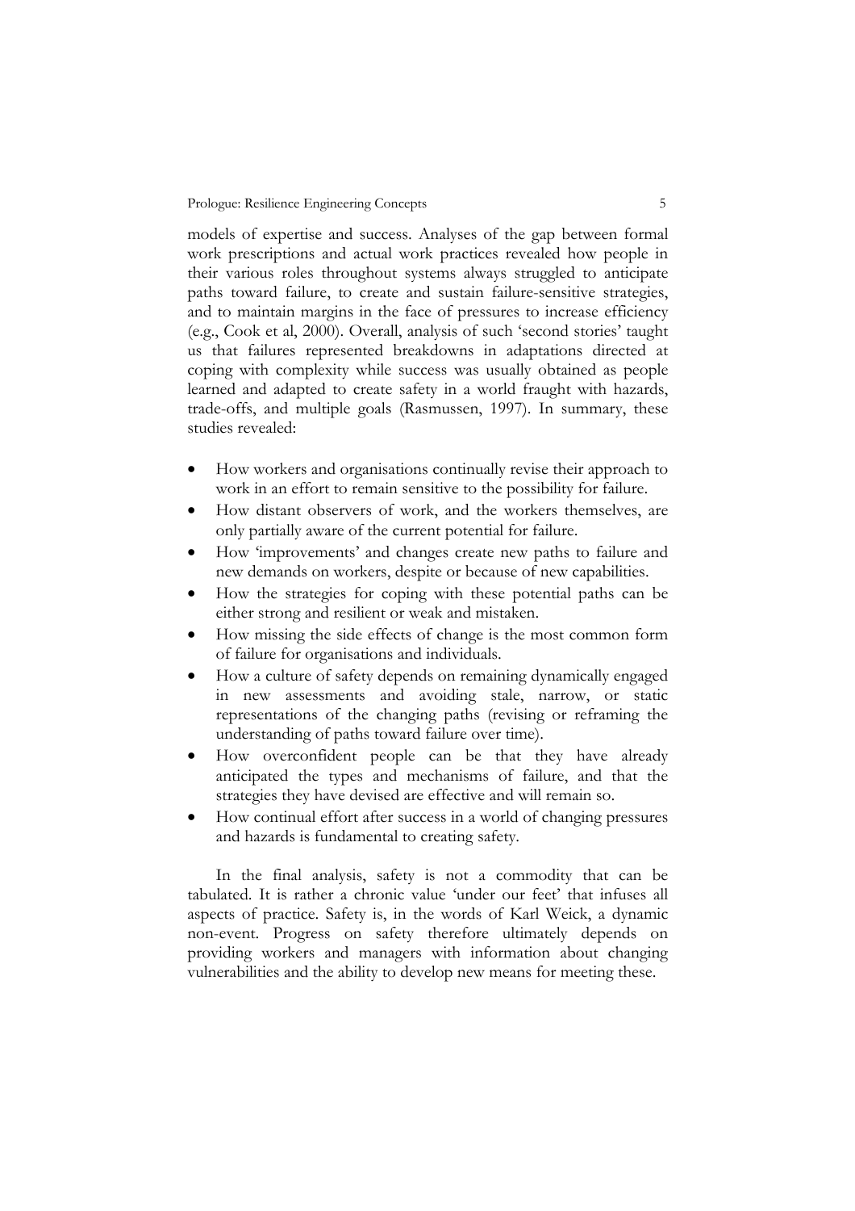models of expertise and success. Analyses of the gap between formal work prescriptions and actual work practices revealed how people in their various roles throughout systems always struggled to anticipate paths toward failure, to create and sustain failure-sensitive strategies, and to maintain margins in the face of pressures to increase efficiency (e.g., Cook et al, 2000). Overall, analysis of such 'second stories' taught us that failures represented breakdowns in adaptations directed at coping with complexity while success was usually obtained as people learned and adapted to create safety in a world fraught with hazards, trade-offs, and multiple goals (Rasmussen, 1997). In summary, these studies revealed:

- How workers and organisations continually revise their approach to work in an effort to remain sensitive to the possibility for failure.
- How distant observers of work, and the workers themselves, are only partially aware of the current potential for failure.
- How 'improvements' and changes create new paths to failure and new demands on workers, despite or because of new capabilities.
- How the strategies for coping with these potential paths can be either strong and resilient or weak and mistaken.
- How missing the side effects of change is the most common form of failure for organisations and individuals.
- How a culture of safety depends on remaining dynamically engaged in new assessments and avoiding stale, narrow, or static representations of the changing paths (revising or reframing the understanding of paths toward failure over time).
- How overconfident people can be that they have already anticipated the types and mechanisms of failure, and that the strategies they have devised are effective and will remain so.
- How continual effort after success in a world of changing pressures and hazards is fundamental to creating safety.

In the final analysis, safety is not a commodity that can be tabulated. It is rather a chronic value 'under our feet' that infuses all aspects of practice. Safety is, in the words of Karl Weick, a dynamic non-event. Progress on safety therefore ultimately depends on providing workers and managers with information about changing vulnerabilities and the ability to develop new means for meeting these.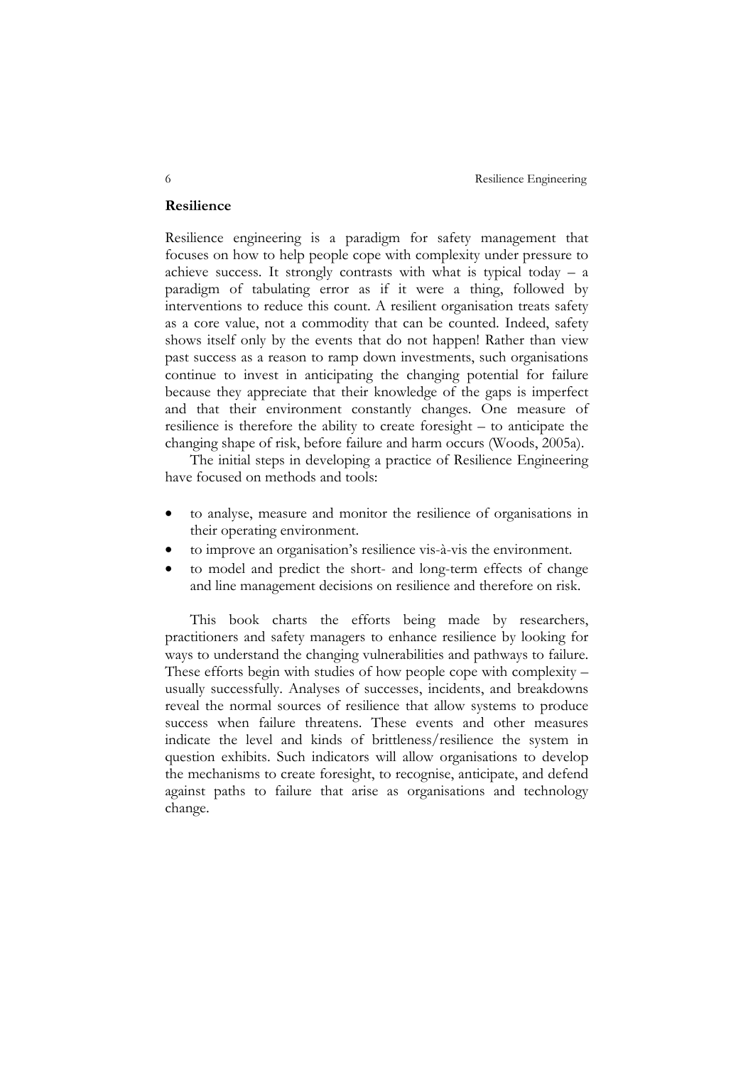## Resilience

Resilience engineering is a paradigm for safety management that focuses on how to help people cope with complexity under pressure to achieve success. It strongly contrasts with what is typical today – a paradigm of tabulating error as if it were a thing, followed by interventions to reduce this count. A resilient organisation treats safety as a core value, not a commodity that can be counted. Indeed, safety shows itself only by the events that do not happen! Rather than view past success as a reason to ramp down investments, such organisations continue to invest in anticipating the changing potential for failure because they appreciate that their knowledge of the gaps is imperfect and that their environment constantly changes. One measure of resilience is therefore the ability to create foresight – to anticipate the changing shape of risk, before failure and harm occurs (Woods, 2005a).

The initial steps in developing a practice of Resilience Engineering have focused on methods and tools:

- to analyse, measure and monitor the resilience of organisations in their operating environment.
- to improve an organisation's resilience vis-à-vis the environment.
- to model and predict the short- and long-term effects of change and line management decisions on resilience and therefore on risk.

This book charts the efforts being made by researchers, practitioners and safety managers to enhance resilience by looking for ways to understand the changing vulnerabilities and pathways to failure. These efforts begin with studies of how people cope with complexity – usually successfully. Analyses of successes, incidents, and breakdowns reveal the normal sources of resilience that allow systems to produce success when failure threatens. These events and other measures indicate the level and kinds of brittleness/resilience the system in question exhibits. Such indicators will allow organisations to develop the mechanisms to create foresight, to recognise, anticipate, and defend against paths to failure that arise as organisations and technology change.